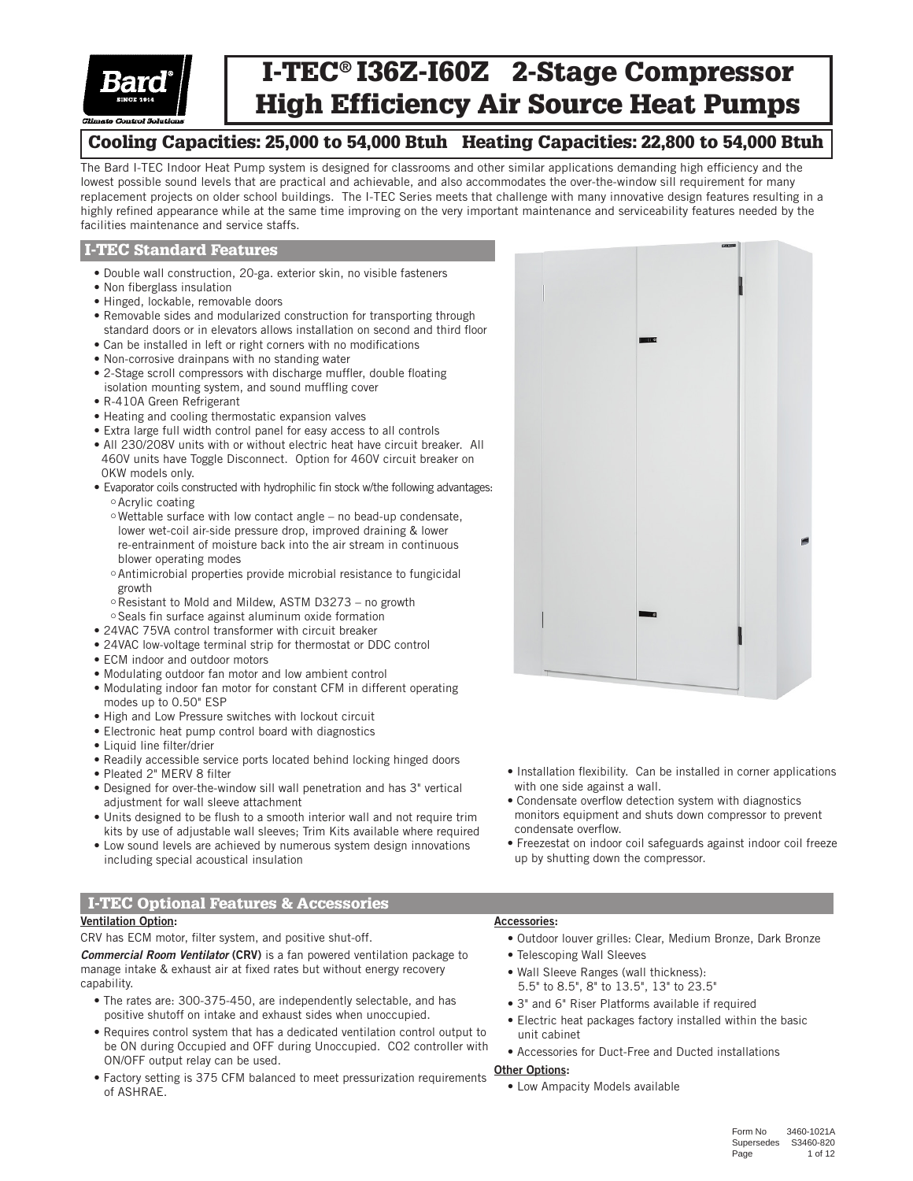# I-TEC® I36Z-I60Z 2-Stage Compressor High Efficiency Air Source Heat Pumps

## Cooling Capacities: 25,000 to 54,000 Btuh Heating Capacities: 22,800 to 54,000 Btuh

The Bard I-TEC Indoor Heat Pump system is designed for classrooms and other similar applications demanding high efficiency and the lowest possible sound levels that are practical and achievable, and also accommodates the over-the-window sill requirement for many replacement projects on older school buildings. The I-TEC Series meets that challenge with many innovative design features resulting in a highly refined appearance while at the same time improving on the very important maintenance and serviceability features needed by the facilities maintenance and service staffs.

## I-TEC Standard Features

- Double wall construction, 20-ga. exterior skin, no visible fasteners
- Non fiberglass insulation
- Hinged, lockable, removable doors
- Removable sides and modularized construction for transporting through standard doors or in elevators allows installation on second and third floor
- Can be installed in left or right corners with no modifications
- Non-corrosive drainpans with no standing water
- 2-Stage scroll compressors with discharge muffler, double floating isolation mounting system, and sound muffling cover
- R-410A Green Refrigerant
- Heating and cooling thermostatic expansion valves
- Extra large full width control panel for easy access to all controls
- All 230/208V units with or without electric heat have circuit breaker. All 460V units have Toggle Disconnect. Option for 460V circuit breaker on 0KW models only.
- Evaporator coils constructed with hydrophilic fin stock w/the following advantages:
  - Acrylic coating
  - Wettable surface with low contact angle – no bead-up condensate, lower wet-coil air-side pressure drop, improved draining & lower re-entrainment of moisture back into the air stream in continuous blower operating modes
  - Antimicrobial properties provide microbial resistance to fungicidal growth
  - Resistant to Mold and Mildew, ASTM D3273 – no growth
  - Seals fin surface against aluminum oxide formation
- 24VAC 75VA control transformer with circuit breaker
- 24VAC low-voltage terminal strip for thermostat or DDC control
- ECM indoor and outdoor motors
- Modulating outdoor fan motor and low ambient control
- Modulating indoor fan motor for constant CFM in different operating modes up to 0.50" ESP
- High and Low Pressure switches with lockout circuit
- Electronic heat pump control board with diagnostics
- Liquid line filter/drier
- Readily accessible service ports located behind locking hinged doors
- Pleated 2" MERV 8 filter
- Designed for over-the-window sill wall penetration and has 3" vertical adjustment for wall sleeve attachment
- Units designed to be flush to a smooth interior wall and not require trim kits by use of adjustable wall sleeves; Trim Kits available where required
- Low sound levels are achieved by numerous system design innovations including special acoustical insulation
- Installation flexibility. Can be installed in corner applications with one side against a wall.
- Condensate overflow detection system with diagnostics monitors equipment and shuts down compressor to prevent condensate overflow.
- Freezestat on indoor coil safeguards against indoor coil freeze up by shutting down the compressor.

## I-TEC Optional Features & Accessories

**Ventilation Option:**

CRV has ECM motor, filter system, and positive shut-off.

***Commercial Room Ventilator* (CRV)** is a fan powered ventilation package to manage intake & exhaust air at fixed rates but without energy recovery capability.

- The rates are: 300-375-450, are independently selectable, and has positive shutoff on intake and exhaust sides when unoccupied.
- Requires control system that has a dedicated ventilation control output to be ON during Occupied and OFF during Unoccupied. CO2 controller with ON/OFF output relay can be used.
- Factory setting is 375 CFM balanced to meet pressurization requirements of ASHRAE.

**Accessories:**

- Outdoor louver grilles: Clear, Medium Bronze, Dark Bronze
- Telescoping Wall Sleeves
- Wall Sleeve Ranges (wall thickness): 5.5" to 8.5", 8" to 13.5", 13" to 23.5"
- 3" and 6" Riser Platforms available if required
- Electric heat packages factory installed within the basic unit cabinet
- Accessories for Duct-Free and Ducted installations

**Other Options:**

- Low Ampacity Models available

Form No 3460-1021A
Supersedes S3460-820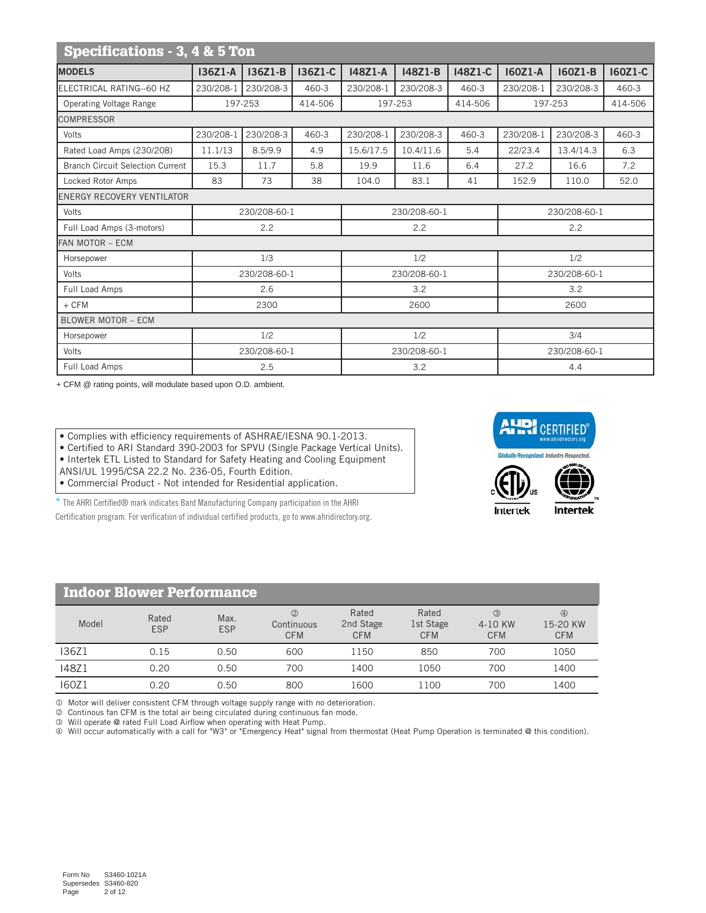## Specifications - 3, 4 & 5 Ton

| MODELS | I36Z1-A | I36Z1-B | I36Z1-C | I48Z1-A | I48Z1-B | I48Z1-C | I60Z1-A | I60Z1-B | I60Z1-C |
|---|---|---|---|---|---|---|---|---|---|
| ELECTRICAL RATING--60 HZ | 230/208-1 | 230/208-3 | 460-3 | 230/208-1 | 230/208-3 | 460-3 | 230/208-1 | 230/208-3 | 460-3 |
| Operating Voltage Range | 197-253 | | 414-506 | 197-253 | | 414-506 | 197-253 | | 414-506 |
| COMPRESSOR | | | | | | | | | |
| Volts | 230/208-1 | 230/208-3 | 460-3 | 230/208-1 | 230/208-3 | 460-3 | 230/208-1 | 230/208-3 | 460-3 |
| Rated Load Amps (230/208) | 11.1/13 | 8.5/9.9 | 4.9 | 15.6/17.5 | 10.4/11.6 | 5.4 | 22/23.4 | 13.4/14.3 | 6.3 |
| Branch Circuit Selection Current | 15.3 | 11.7 | 5.8 | 19.9 | 11.6 | 6.4 | 27.2 | 16.6 | 7.2 |
| Locked Rotor Amps | 83 | 73 | 38 | 104.0 | 83.1 | 41 | 152.9 | 110.0 | 52.0 |
| ENERGY RECOVERY VENTILATOR | | | | | | | | | |
| Volts | 230/208-60-1 | | | 230/208-60-1 | | | 230/208-60-1 | | |
| Full Load Amps (3-motors) | 2.2 | | | 2.2 | | | 2.2 | | |
| FAN MOTOR – ECM | | | | | | | | | |
| Horsepower | 1/3 | | | 1/2 | | | 1/2 | | |
| Volts | 230/208-60-1 | | | 230/208-60-1 | | | 230/208-60-1 | | |
| Full Load Amps | 2.6 | | | 3.2 | | | 3.2 | | |
| + CFM | 2300 | | | 2600 | | | 2600 | | |
| BLOWER MOTOR – ECM | | | | | | | | | |
| Horsepower | 1/2 | | | 1/2 | | | 3/4 | | |
| Volts | 230/208-60-1 | | | 230/208-60-1 | | | 230/208-60-1 | | |
| Full Load Amps | 2.5 | | | 3.2 | | | 4.4 | | |

+ CFM @ rating points, will modulate based upon O.D. ambient.

- Complies with efficiency requirements of ASHRAE/IESNA 90.1-2013.
- Certified to ARI Standard 390-2003 for SPVU (Single Package Vertical Units).
- Intertek ETL Listed to Standard for Safety Heating and Cooling Equipment ANSI/UL 1995/CSA 22.2 No. 236-05, Fourth Edition.
- Commercial Product - Not intended for Residential application.

* The AHRI Certified® mark indicates Bard Manufacturing Company participation in the AHRI Certification program. For verification of individual certified products, go to www.ahridirectory.org.

AHRI CERTIFIED® www.ahridirectory.org — Globally Recognized. Industry Respected.

Intertek   Intertek

## Indoor Blower Performance

| Model | Rated ESP | Max. ESP | ② Continuous CFM | Rated 2nd Stage CFM | Rated 1st Stage CFM | ③ 4-10 KW CFM | ④ 15-20 KW CFM |
|---|---|---|---|---|---|---|---|
| I36Z1 | 0.15 | 0.50 | 600 | 1150 | 850 | 700 | 1050 |
| I48Z1 | 0.20 | 0.50 | 700 | 1400 | 1050 | 700 | 1400 |
| I60Z1 | 0.20 | 0.50 | 800 | 1600 | 1100 | 700 | 1400 |

① Motor will deliver consistent CFM through voltage supply range with no deterioration.
② Continous fan CFM is the total air being circulated during continuous fan mode.
③ Will operate @ rated Full Load Airflow when operating with Heat Pump.
④ Will occur automatically with a call for "W3" or "Emergency Heat" signal from thermostat (Heat Pump Operation is terminated @ this condition).

Form No S3460-1021A
Supersedes S3460-820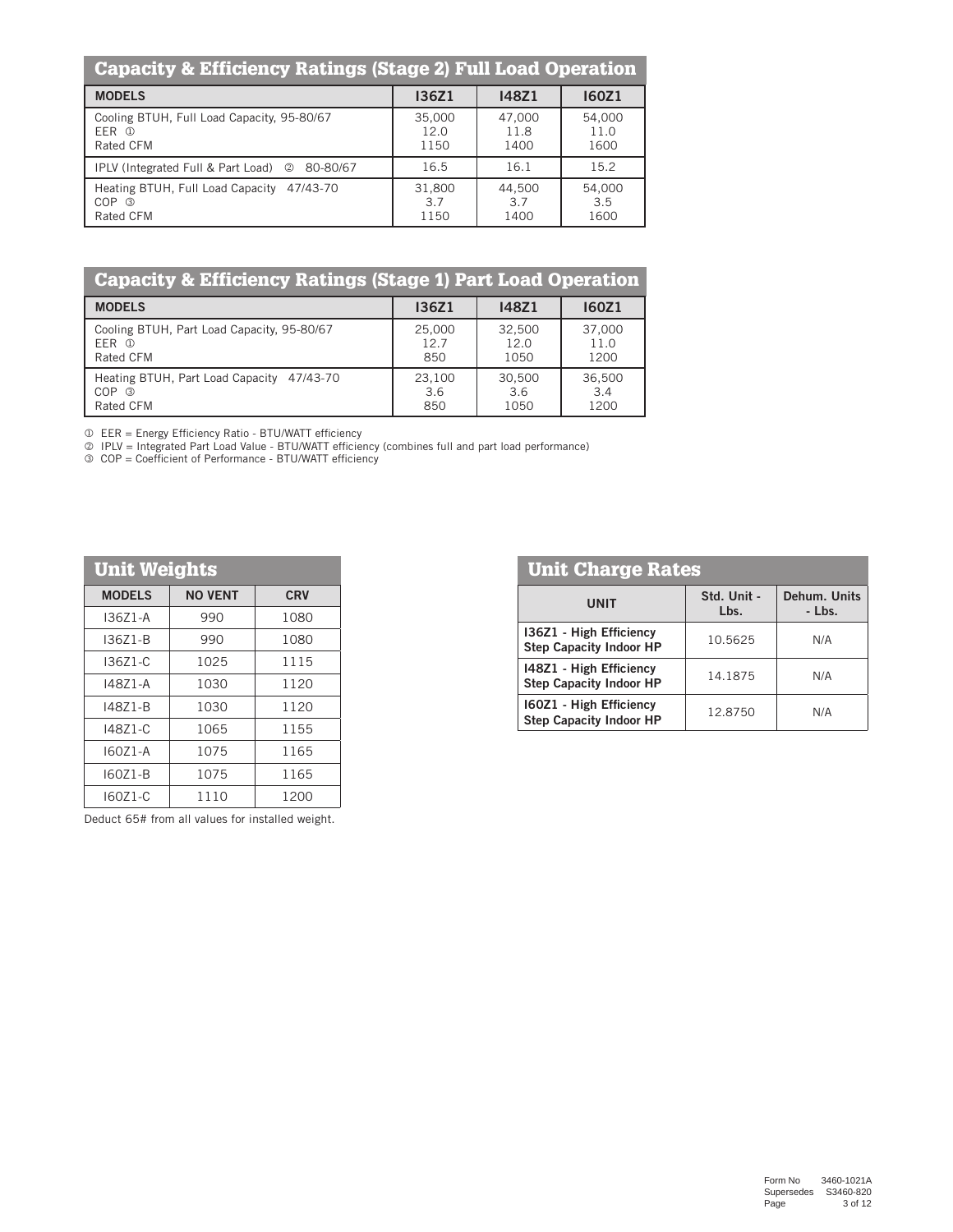## Capacity & Efficiency Ratings (Stage 2) Full Load Operation

| MODELS | I36Z1 | I48Z1 | I60Z1 |
|---|---|---|---|
| Cooling BTUH, Full Load Capacity, 95-80/67<br>EER ①<br>Rated CFM | 35,000<br>12.0<br>1150 | 47,000<br>11.8<br>1400 | 54,000<br>11.0<br>1600 |
| IPLV (Integrated Full & Part Load) ② 80-80/67 | 16.5 | 16.1 | 15.2 |
| Heating BTUH, Full Load Capacity 47/43-70<br>COP ③<br>Rated CFM | 31,800<br>3.7<br>1150 | 44,500<br>3.7<br>1400 | 54,000<br>3.5<br>1600 |

## Capacity & Efficiency Ratings (Stage 1) Part Load Operation

| MODELS | I36Z1 | I48Z1 | I60Z1 |
|---|---|---|---|
| Cooling BTUH, Part Load Capacity, 95-80/67<br>EER ①<br>Rated CFM | 25,000<br>12.7<br>850 | 32,500<br>12.0<br>1050 | 37,000<br>11.0<br>1200 |
| Heating BTUH, Part Load Capacity 47/43-70<br>COP ③<br>Rated CFM | 23,100<br>3.6<br>850 | 30,500<br>3.6<br>1050 | 36,500<br>3.4<br>1200 |

① EER = Energy Efficiency Ratio - BTU/WATT efficiency
② IPLV = Integrated Part Load Value - BTU/WATT efficiency (combines full and part load performance)
③ COP = Coefficient of Performance - BTU/WATT efficiency

## Unit Weights

| MODELS | NO VENT | CRV |
|---|---|---|
| I36Z1-A | 990 | 1080 |
| I36Z1-B | 990 | 1080 |
| I36Z1-C | 1025 | 1115 |
| I48Z1-A | 1030 | 1120 |
| I48Z1-B | 1030 | 1120 |
| I48Z1-C | 1065 | 1155 |
| I60Z1-A | 1075 | 1165 |
| I60Z1-B | 1075 | 1165 |
| I60Z1-C | 1110 | 1200 |

Deduct 65# from all values for installed weight.

## Unit Charge Rates

| UNIT | Std. Unit - Lbs. | Dehum. Units - Lbs. |
|---|---|---|
| **I36Z1 - High Efficiency Step Capacity Indoor HP** | 10.5625 | N/A |
| **I48Z1 - High Efficiency Step Capacity Indoor HP** | 14.1875 | N/A |
| **I60Z1 - High Efficiency Step Capacity Indoor HP** | 12.8750 | N/A |

Form No 3460-1021A
Supersedes S3460-820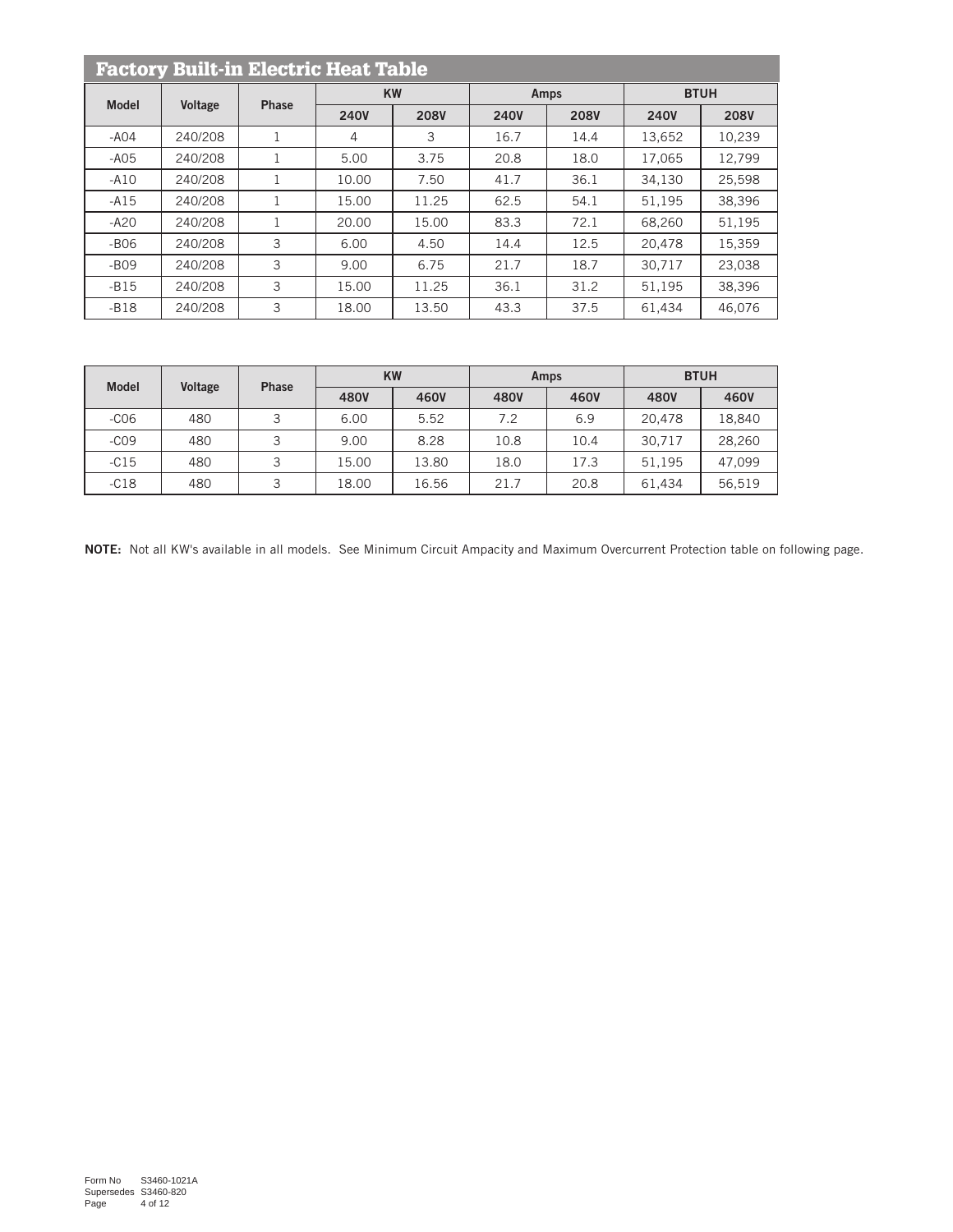## Factory Built-in Electric Heat Table

| Model | Voltage | Phase | KW | | Amps | | BTUH | |
|---|---|---|---|---|---|---|---|---|
| | | | 240V | 208V | 240V | 208V | 240V | 208V |
| -A04 | 240/208 | 1 | 4 | 3 | 16.7 | 14.4 | 13,652 | 10,239 |
| -A05 | 240/208 | 1 | 5.00 | 3.75 | 20.8 | 18.0 | 17,065 | 12,799 |
| -A10 | 240/208 | 1 | 10.00 | 7.50 | 41.7 | 36.1 | 34,130 | 25,598 |
| -A15 | 240/208 | 1 | 15.00 | 11.25 | 62.5 | 54.1 | 51,195 | 38,396 |
| -A20 | 240/208 | 1 | 20.00 | 15.00 | 83.3 | 72.1 | 68,260 | 51,195 |
| -B06 | 240/208 | 3 | 6.00 | 4.50 | 14.4 | 12.5 | 20,478 | 15,359 |
| -B09 | 240/208 | 3 | 9.00 | 6.75 | 21.7 | 18.7 | 30,717 | 23,038 |
| -B15 | 240/208 | 3 | 15.00 | 11.25 | 36.1 | 31.2 | 51,195 | 38,396 |
| -B18 | 240/208 | 3 | 18.00 | 13.50 | 43.3 | 37.5 | 61,434 | 46,076 |

| Model | Voltage | Phase | KW | | Amps | | BTUH | |
|---|---|---|---|---|---|---|---|---|
| | | | 480V | 460V | 480V | 460V | 480V | 460V |
| -C06 | 480 | 3 | 6.00 | 5.52 | 7.2 | 6.9 | 20,478 | 18,840 |
| -C09 | 480 | 3 | 9.00 | 8.28 | 10.8 | 10.4 | 30,717 | 28,260 |
| -C15 | 480 | 3 | 15.00 | 13.80 | 18.0 | 17.3 | 51,195 | 47,099 |
| -C18 | 480 | 3 | 18.00 | 16.56 | 21.7 | 20.8 | 61,434 | 56,519 |

**NOTE:** Not all KW's available in all models. See Minimum Circuit Ampacity and Maximum Overcurrent Protection table on following page.

Form No S3460-1021A
Supersedes S3460-820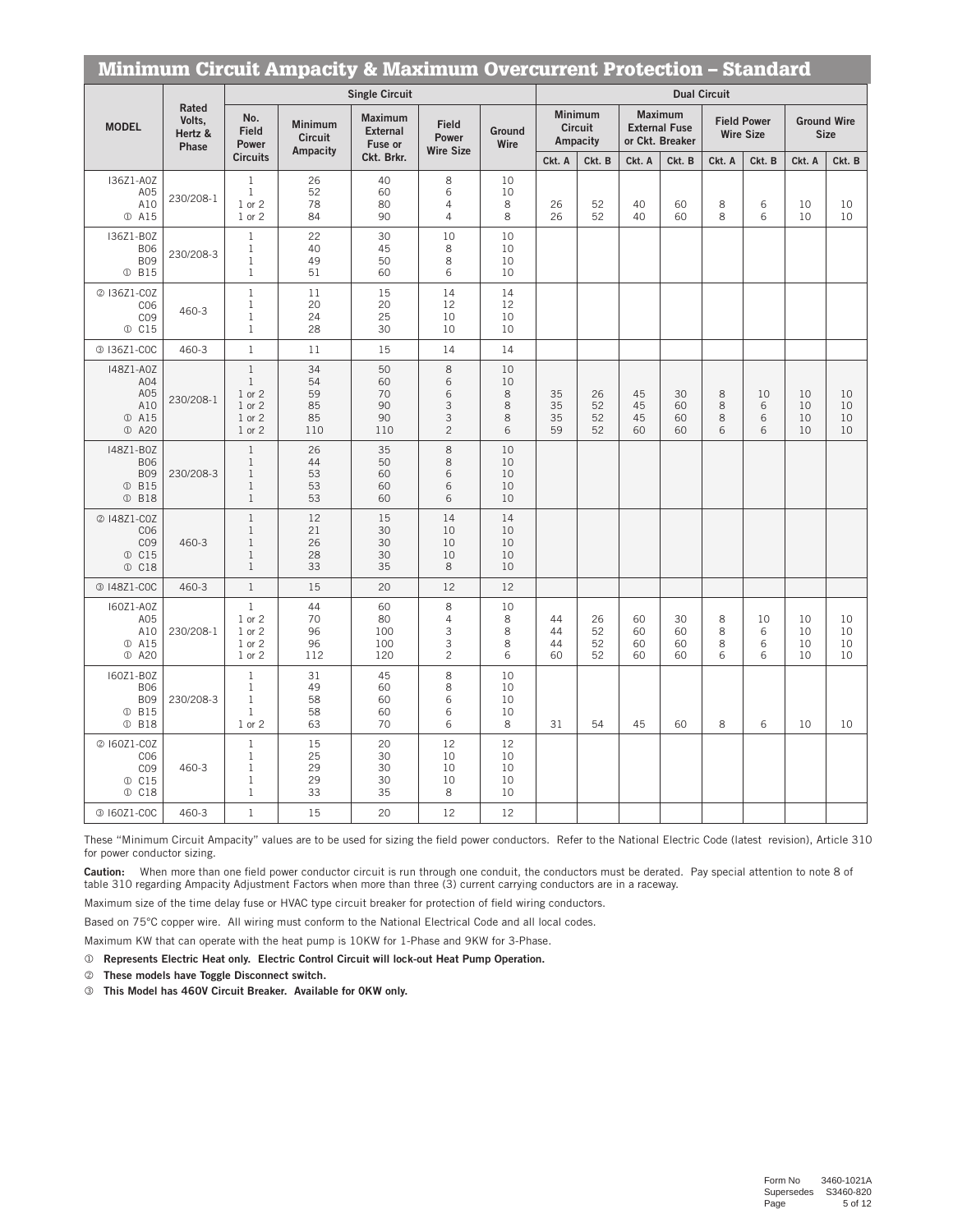## Minimum Circuit Ampacity & Maximum Overcurrent Protection – Standard

| MODEL | Rated Volts, Hertz & Phase | Single Circuit | | | | | Dual Circuit | | | | | | | |
|---|---|---|---|---|---|---|---|---|---|---|---|---|---|---|
| | | No. Field Power Circuits | Minimum Circuit Ampacity | Maximum External Fuse or Ckt. Brkr. | Field Power Wire Size | Ground Wire | Minimum Circuit Ampacity | | Maximum External Fuse or Ckt. Breaker | | Field Power Wire Size | | Ground Wire Size | |
| | | | | | | | Ckt. A | Ckt. B | Ckt. A | Ckt. B | Ckt. A | Ckt. B | Ckt. A | Ckt. B |
| I36Z1-A0Z | 230/208-1 | 1 | 26 | 40 | 8 | 10 | | | | | | | | |
| A05 | | 1 | 52 | 60 | 6 | 10 | | | | | | | | |
| A10 | | 1 or 2 | 78 | 80 | 4 | 8 | 26 | 52 | 40 | 60 | 8 | 6 | 10 | 10 |
| ① A15 | | 1 or 2 | 84 | 90 | 4 | 8 | 26 | 52 | 40 | 60 | 8 | 6 | 10 | 10 |
| I36Z1-B0Z | 230/208-3 | 1 | 22 | 30 | 10 | 10 | | | | | | | | |
| B06 | | 1 | 40 | 45 | 8 | 10 | | | | | | | | |
| B09 | | 1 | 49 | 50 | 8 | 10 | | | | | | | | |
| ① B15 | | 1 | 51 | 60 | 6 | 10 | | | | | | | | |
| ② I36Z1-C0Z | 460-3 | 1 | 11 | 15 | 14 | 14 | | | | | | | | |
| C06 | | 1 | 20 | 20 | 12 | 12 | | | | | | | | |
| C09 | | 1 | 24 | 25 | 10 | 10 | | | | | | | | |
| ① C15 | | 1 | 28 | 30 | 10 | 10 | | | | | | | | |
| ③ I36Z1-C0C | 460-3 | 1 | 11 | 15 | 14 | 14 | | | | | | | | |
| I48Z1-A0Z | 230/208-1 | 1 | 34 | 50 | 8 | 10 | | | | | | | | |
| A04 | | 1 | 54 | 60 | 6 | 10 | | | | | | | | |
| A05 | | 1 or 2 | 59 | 70 | 6 | 8 | 35 | 26 | 45 | 30 | 8 | 10 | 10 | 10 |
| A10 | | 1 or 2 | 85 | 90 | 3 | 8 | 35 | 52 | 45 | 60 | 8 | 6 | 10 | 10 |
| ① A15 | | 1 or 2 | 85 | 90 | 3 | 8 | 35 | 52 | 45 | 60 | 8 | 6 | 10 | 10 |
| ① A20 | | 1 or 2 | 110 | 110 | 2 | 6 | 59 | 52 | 60 | 60 | 6 | 6 | 10 | 10 |
| I48Z1-B0Z | 230/208-3 | 1 | 26 | 35 | 8 | 10 | | | | | | | | |
| B06 | | 1 | 44 | 50 | 8 | 10 | | | | | | | | |
| B09 | | 1 | 53 | 60 | 6 | 10 | | | | | | | | |
| ① B15 | | 1 | 53 | 60 | 6 | 10 | | | | | | | | |
| ① B18 | | 1 | 53 | 60 | 6 | 10 | | | | | | | | |
| ② I48Z1-C0Z | 460-3 | 1 | 12 | 15 | 14 | 14 | | | | | | | | |
| C06 | | 1 | 21 | 30 | 10 | 10 | | | | | | | | |
| C09 | | 1 | 26 | 30 | 10 | 10 | | | | | | | | |
| ① C15 | | 1 | 28 | 30 | 10 | 10 | | | | | | | | |
| ① C18 | | 1 | 33 | 35 | 8 | 10 | | | | | | | | |
| ③ I48Z1-C0C | 460-3 | 1 | 15 | 20 | 12 | 12 | | | | | | | | |
| I60Z1-A0Z | 230/208-1 | 1 | 44 | 60 | 8 | 10 | | | | | | | | |
| A05 | | 1 or 2 | 70 | 80 | 4 | 8 | 44 | 26 | 60 | 30 | 8 | 10 | 10 | 10 |
| A10 | | 1 or 2 | 96 | 100 | 3 | 8 | 44 | 52 | 60 | 60 | 8 | 6 | 10 | 10 |
| ① A15 | | 1 or 2 | 96 | 100 | 3 | 8 | 44 | 52 | 60 | 60 | 8 | 6 | 10 | 10 |
| ① A20 | | 1 or 2 | 112 | 120 | 2 | 6 | 60 | 52 | 60 | 60 | 6 | 6 | 10 | 10 |
| I60Z1-B0Z | 230/208-3 | 1 | 31 | 45 | 8 | 10 | | | | | | | | |
| B06 | | 1 | 49 | 60 | 8 | 10 | | | | | | | | |
| B09 | | 1 | 58 | 60 | 6 | 10 | | | | | | | | |
| ① B15 | | 1 | 58 | 60 | 6 | 10 | | | | | | | | |
| ① B18 | | 1 or 2 | 63 | 70 | 6 | 8 | 31 | 54 | 45 | 60 | 8 | 6 | 10 | 10 |
| ② I60Z1-C0Z | 460-3 | 1 | 15 | 20 | 12 | 12 | | | | | | | | |
| C06 | | 1 | 25 | 30 | 10 | 10 | | | | | | | | |
| C09 | | 1 | 29 | 30 | 10 | 10 | | | | | | | | |
| ① C15 | | 1 | 29 | 30 | 10 | 10 | | | | | | | | |
| ① C18 | | 1 | 33 | 35 | 8 | 10 | | | | | | | | |
| ③ I60Z1-C0C | 460-3 | 1 | 15 | 20 | 12 | 12 | | | | | | | | |

These "Minimum Circuit Ampacity" values are to be used for sizing the field power conductors. Refer to the National Electric Code (latest revision), Article 310 for power conductor sizing.

**Caution:** When more than one field power conductor circuit is run through one conduit, the conductors must be derated. Pay special attention to note 8 of table 310 regarding Ampacity Adjustment Factors when more than three (3) current carrying conductors are in a raceway.

Maximum size of the time delay fuse or HVAC type circuit breaker for protection of field wiring conductors.

Based on 75°C copper wire. All wiring must conform to the National Electrical Code and all local codes.

Maximum KW that can operate with the heat pump is 10KW for 1-Phase and 9KW for 3-Phase.

① **Represents Electric Heat only. Electric Control Circuit will lock-out Heat Pump Operation.**

② **These models have Toggle Disconnect switch.**

③ **This Model has 460V Circuit Breaker. Available for 0KW only.**

Form No 3460-1021A
Supersedes S3460-820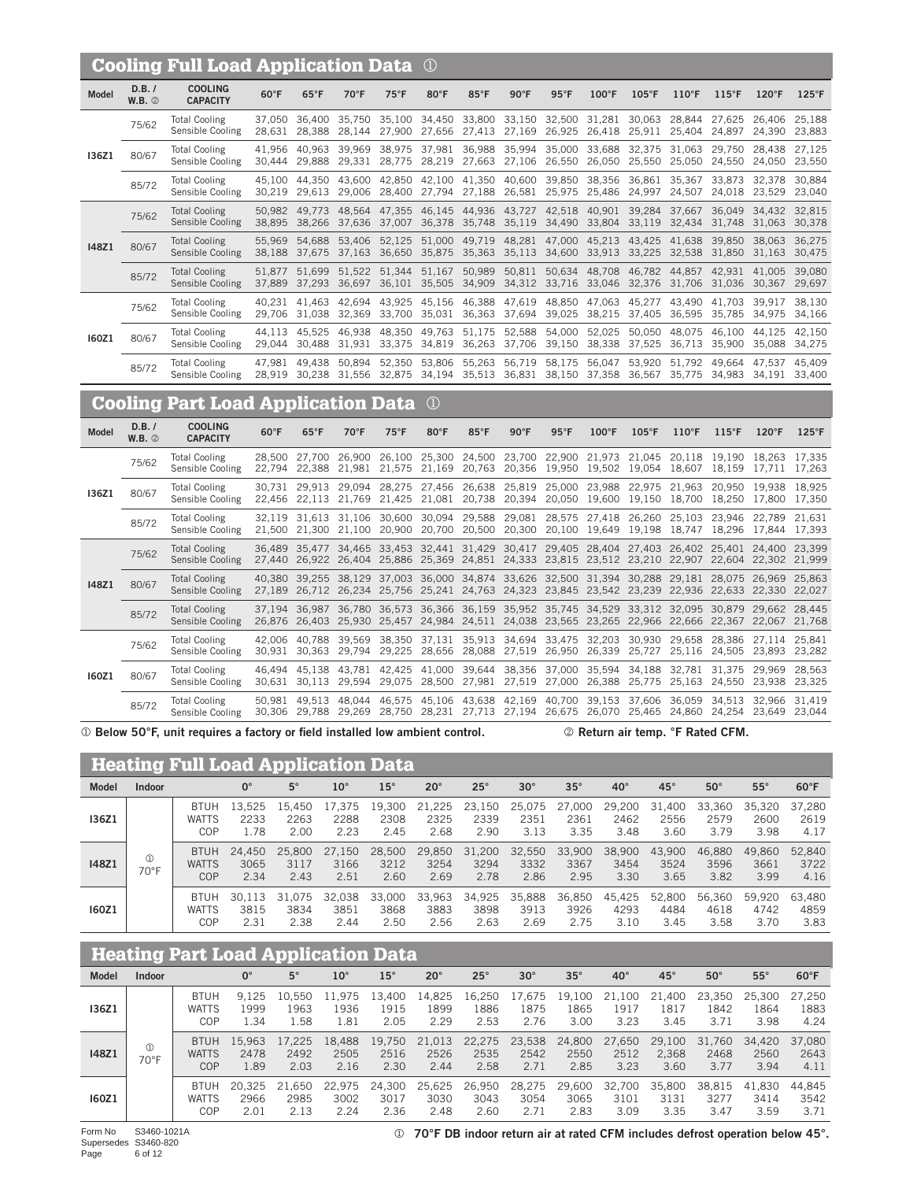## Cooling Full Load Application Data ①

| Model | D.B. / W.B. ② | COOLING CAPACITY | 60°F | 65°F | 70°F | 75°F | 80°F | 85°F | 90°F | 95°F | 100°F | 105°F | 110°F | 115°F | 120°F | 125°F |
|---|---|---|---|---|---|---|---|---|---|---|---|---|---|---|---|---|
| I36Z1 | 75/62 | Total Cooling | 37,050 | 36,400 | 35,750 | 35,100 | 34,450 | 33,800 | 33,150 | 32,500 | 31,281 | 30,063 | 28,844 | 27,625 | 26,406 | 25,188 |
| | | Sensible Cooling | 28,631 | 28,388 | 28,144 | 27,900 | 27,656 | 27,413 | 27,169 | 26,925 | 26,418 | 25,911 | 25,404 | 24,897 | 24,390 | 23,883 |
| | 80/67 | Total Cooling | 41,956 | 40,963 | 39,969 | 38,975 | 37,981 | 36,988 | 35,994 | 35,000 | 33,688 | 32,375 | 31,063 | 29,750 | 28,438 | 27,125 |
| | | Sensible Cooling | 30,444 | 29,888 | 29,331 | 28,775 | 28,219 | 27,663 | 27,106 | 26,550 | 26,050 | 25,550 | 25,050 | 24,550 | 24,050 | 23,550 |
| | 85/72 | Total Cooling | 45,100 | 44,350 | 43,600 | 42,850 | 42,100 | 41,350 | 40,600 | 39,850 | 38,356 | 36,861 | 35,367 | 33,873 | 32,378 | 30,884 |
| | | Sensible Cooling | 30,219 | 29,613 | 29,006 | 28,400 | 27,794 | 27,188 | 26,581 | 25,975 | 25,486 | 24,997 | 24,507 | 24,018 | 23,529 | 23,040 |
| I48Z1 | 75/62 | Total Cooling | 50,982 | 49,773 | 48,564 | 47,355 | 46,145 | 44,936 | 43,727 | 42,518 | 40,901 | 39,284 | 37,667 | 36,049 | 34,432 | 32,815 |
| | | Sensible Cooling | 38,895 | 38,266 | 37,636 | 37,007 | 36,378 | 35,748 | 35,119 | 34,490 | 33,804 | 33,119 | 32,434 | 31,748 | 31,063 | 30,378 |
| | 80/67 | Total Cooling | 55,969 | 54,688 | 53,406 | 52,125 | 51,000 | 49,719 | 48,281 | 47,000 | 45,213 | 43,425 | 41,638 | 39,850 | 38,063 | 36,275 |
| | | Sensible Cooling | 38,188 | 37,675 | 37,163 | 36,650 | 35,875 | 35,363 | 35,113 | 34,600 | 33,913 | 33,225 | 32,538 | 31,850 | 31,163 | 30,475 |
| | 85/72 | Total Cooling | 51,877 | 51,699 | 51,522 | 51,344 | 51,167 | 50,989 | 50,811 | 50,634 | 48,708 | 46,782 | 44,857 | 42,931 | 41,005 | 39,080 |
| | | Sensible Cooling | 37,889 | 37,293 | 36,697 | 36,101 | 35,505 | 34,909 | 34,312 | 33,716 | 33,046 | 32,376 | 31,706 | 31,036 | 30,367 | 29,697 |
| I60Z1 | 75/62 | Total Cooling | 40,231 | 41,463 | 42,694 | 43,925 | 45,156 | 46,388 | 47,619 | 48,850 | 47,063 | 45,277 | 43,490 | 41,703 | 39,917 | 38,130 |
| | | Sensible Cooling | 29,706 | 31,038 | 32,369 | 33,700 | 35,031 | 36,363 | 37,694 | 39,025 | 38,215 | 37,405 | 36,595 | 35,785 | 34,975 | 34,166 |
| | 80/67 | Total Cooling | 44,113 | 45,525 | 46,938 | 48,350 | 49,763 | 51,175 | 52,588 | 54,000 | 52,025 | 50,050 | 48,075 | 46,100 | 44,125 | 42,150 |
| | | Sensible Cooling | 29,044 | 30,488 | 31,931 | 33,375 | 34,819 | 36,263 | 37,706 | 39,150 | 38,338 | 37,525 | 36,713 | 35,900 | 35,088 | 34,275 |
| | 85/72 | Total Cooling | 47,981 | 49,438 | 50,894 | 52,350 | 53,806 | 55,263 | 56,719 | 58,175 | 56,047 | 53,920 | 51,792 | 49,664 | 47,537 | 45,409 |
| | | Sensible Cooling | 28,919 | 30,238 | 31,556 | 32,875 | 34,194 | 35,513 | 36,831 | 38,150 | 37,358 | 36,567 | 35,775 | 34,983 | 34,191 | 33,400 |

## Cooling Part Load Application Data ①

| Model | D.B. / W.B. ② | COOLING CAPACITY | 60°F | 65°F | 70°F | 75°F | 80°F | 85°F | 90°F | 95°F | 100°F | 105°F | 110°F | 115°F | 120°F | 125°F |
|---|---|---|---|---|---|---|---|---|---|---|---|---|---|---|---|---|
| I36Z1 | 75/62 | Total Cooling | 28,500 | 27,700 | 26,900 | 26,100 | 25,300 | 24,500 | 23,700 | 22,900 | 21,973 | 21,045 | 20,118 | 19,190 | 18,263 | 17,335 |
| | | Sensible Cooling | 22,794 | 22,388 | 21,981 | 21,575 | 21,169 | 20,763 | 20,356 | 19,950 | 19,502 | 19,054 | 18,607 | 18,159 | 17,711 | 17,263 |
| | 80/67 | Total Cooling | 30,731 | 29,913 | 29,094 | 28,275 | 27,456 | 26,638 | 25,819 | 25,000 | 23,988 | 22,975 | 21,963 | 20,950 | 19,938 | 18,925 |
| | | Sensible Cooling | 22,456 | 22,113 | 21,769 | 21,425 | 21,081 | 20,738 | 20,394 | 20,050 | 19,600 | 19,150 | 18,700 | 18,250 | 17,800 | 17,350 |
| | 85/72 | Total Cooling | 32,119 | 31,613 | 31,106 | 30,600 | 30,094 | 29,588 | 29,081 | 28,575 | 27,418 | 26,260 | 25,103 | 23,946 | 22,789 | 21,631 |
| | | Sensible Cooling | 21,500 | 21,300 | 21,100 | 20,900 | 20,700 | 20,500 | 20,300 | 20,100 | 19,649 | 19,198 | 18,747 | 18,296 | 17,844 | 17,393 |
| I48Z1 | 75/62 | Total Cooling | 36,489 | 35,477 | 34,465 | 33,453 | 32,441 | 31,429 | 30,417 | 29,405 | 28,404 | 27,403 | 26,402 | 25,401 | 24,400 | 23,399 |
| | | Sensible Cooling | 27,440 | 26,922 | 26,404 | 25,886 | 25,369 | 24,851 | 24,333 | 23,815 | 23,512 | 23,210 | 22,907 | 22,604 | 22,302 | 21,999 |
| | 80/67 | Total Cooling | 40,380 | 39,255 | 38,129 | 37,003 | 36,000 | 34,874 | 33,626 | 32,500 | 31,394 | 30,288 | 29,181 | 28,075 | 26,969 | 25,863 |
| | | Sensible Cooling | 27,189 | 26,712 | 26,234 | 25,756 | 25,241 | 24,763 | 24,323 | 23,845 | 23,542 | 23,239 | 22,936 | 22,633 | 22,330 | 22,027 |
| | 85/72 | Total Cooling | 37,194 | 36,987 | 36,780 | 36,573 | 36,366 | 36,159 | 35,952 | 35,745 | 34,529 | 33,312 | 32,095 | 30,879 | 29,662 | 28,445 |
| | | Sensible Cooling | 26,876 | 26,403 | 25,930 | 25,457 | 24,984 | 24,511 | 24,038 | 23,565 | 23,265 | 22,966 | 22,666 | 22,367 | 22,067 | 21,768 |
| I60Z1 | 75/62 | Total Cooling | 42,006 | 40,788 | 39,569 | 38,350 | 37,131 | 35,913 | 34,694 | 33,475 | 32,203 | 30,930 | 29,658 | 28,386 | 27,114 | 25,841 |
| | | Sensible Cooling | 30,931 | 30,363 | 29,794 | 29,225 | 28,656 | 28,088 | 27,519 | 26,950 | 26,339 | 25,727 | 25,116 | 24,505 | 23,893 | 23,282 |
| | 80/67 | Total Cooling | 46,494 | 45,138 | 43,781 | 42,425 | 41,000 | 39,644 | 38,356 | 37,000 | 35,594 | 34,188 | 32,781 | 31,375 | 29,969 | 28,563 |
| | | Sensible Cooling | 30,631 | 30,113 | 29,594 | 29,075 | 28,500 | 27,981 | 27,519 | 27,000 | 26,388 | 25,775 | 25,163 | 24,550 | 23,938 | 23,325 |
| | 85/72 | Total Cooling | 50,981 | 49,513 | 48,044 | 46,575 | 45,106 | 43,638 | 42,169 | 40,700 | 39,153 | 37,606 | 36,059 | 34,513 | 32,966 | 31,419 |
| | | Sensible Cooling | 30,306 | 29,788 | 29,269 | 28,750 | 28,231 | 27,713 | 27,194 | 26,675 | 26,070 | 25,465 | 24,860 | 24,254 | 23,649 | 23,044 |

① Below 50°F, unit requires a factory or field installed low ambient control.

② Return air temp. °F Rated CFM.

## Heating Full Load Application Data

| Model | Indoor | | 0° | 5° | 10° | 15° | 20° | 25° | 30° | 35° | 40° | 45° | 50° | 55° | 60°F |
|---|---|---|---|---|---|---|---|---|---|---|---|---|---|---|---|
| I36Z1 | ① 70°F | BTUH | 13,525 | 15,450 | 17,375 | 19,300 | 21,225 | 23,150 | 25,075 | 27,000 | 29,200 | 31,400 | 33,360 | 35,320 | 37,280 |
| | | WATTS | 2233 | 2263 | 2288 | 2308 | 2325 | 2339 | 2351 | 2361 | 2462 | 2556 | 2579 | 2600 | 2619 |
| | | COP | 1.78 | 2.00 | 2.23 | 2.45 | 2.68 | 2.90 | 3.13 | 3.35 | 3.48 | 3.60 | 3.79 | 3.98 | 4.17 |
| I48Z1 | | BTUH | 24,450 | 25,800 | 27,150 | 28,500 | 29,850 | 31,200 | 32,550 | 33,900 | 38,900 | 43,900 | 46,880 | 49,860 | 52,840 |
| | | WATTS | 3065 | 3117 | 3166 | 3212 | 3254 | 3294 | 3332 | 3367 | 3454 | 3524 | 3596 | 3661 | 3722 |
| | | COP | 2.34 | 2.43 | 2.51 | 2.60 | 2.69 | 2.78 | 2.86 | 2.95 | 3.30 | 3.65 | 3.82 | 3.99 | 4.16 |
| I60Z1 | | BTUH | 30,113 | 31,075 | 32,038 | 33,000 | 33,963 | 34,925 | 35,888 | 36,850 | 45,425 | 52,800 | 56,360 | 59,920 | 63,480 |
| | | WATTS | 3815 | 3834 | 3851 | 3868 | 3883 | 3898 | 3913 | 3926 | 4293 | 4484 | 4618 | 4742 | 4859 |
| | | COP | 2.31 | 2.38 | 2.44 | 2.50 | 2.56 | 2.63 | 2.69 | 2.75 | 3.10 | 3.45 | 3.58 | 3.70 | 3.83 |

## Heating Part Load Application Data

| Model | Indoor | | 0° | 5° | 10° | 15° | 20° | 25° | 30° | 35° | 40° | 45° | 50° | 55° | 60°F |
|---|---|---|---|---|---|---|---|---|---|---|---|---|---|---|---|
| I36Z1 | ① 70°F | BTUH | 9,125 | 10,550 | 11,975 | 13,400 | 14,825 | 16,250 | 17,675 | 19,100 | 21,100 | 21,400 | 23,350 | 25,300 | 27,250 |
| | | WATTS | 1999 | 1963 | 1936 | 1915 | 1899 | 1886 | 1875 | 1865 | 1917 | 1817 | 1842 | 1864 | 1883 |
| | | COP | 1.34 | 1.58 | 1.81 | 2.05 | 2.29 | 2.53 | 2.76 | 3.00 | 3.23 | 3.45 | 3.71 | 3.98 | 4.24 |
| I48Z1 | | BTUH | 15,963 | 17,225 | 18,488 | 19,750 | 21,013 | 22,275 | 23,538 | 24,800 | 27,650 | 29,100 | 31,760 | 34,420 | 37,080 |
| | | WATTS | 2478 | 2492 | 2505 | 2516 | 2526 | 2535 | 2542 | 2550 | 2512 | 2,368 | 2468 | 2560 | 2643 |
| | | COP | 1.89 | 2.03 | 2.16 | 2.30 | 2.44 | 2.58 | 2.71 | 2.85 | 3.23 | 3.60 | 3.77 | 3.94 | 4.11 |
| I60Z1 | | BTUH | 20,325 | 21,650 | 22,975 | 24,300 | 25,625 | 26,950 | 28,275 | 29,600 | 32,700 | 35,800 | 38,815 | 41,830 | 44,845 |
| | | WATTS | 2966 | 2985 | 3002 | 3017 | 3030 | 3043 | 3054 | 3065 | 3101 | 3131 | 3277 | 3414 | 3542 |
| | | COP | 2.01 | 2.13 | 2.24 | 2.36 | 2.48 | 2.60 | 2.71 | 2.83 | 3.09 | 3.35 | 3.47 | 3.59 | 3.71 |

① 70°F DB indoor return air at rated CFM includes defrost operation below 45°.

Form No S3460-1021A
Supersedes S3460-820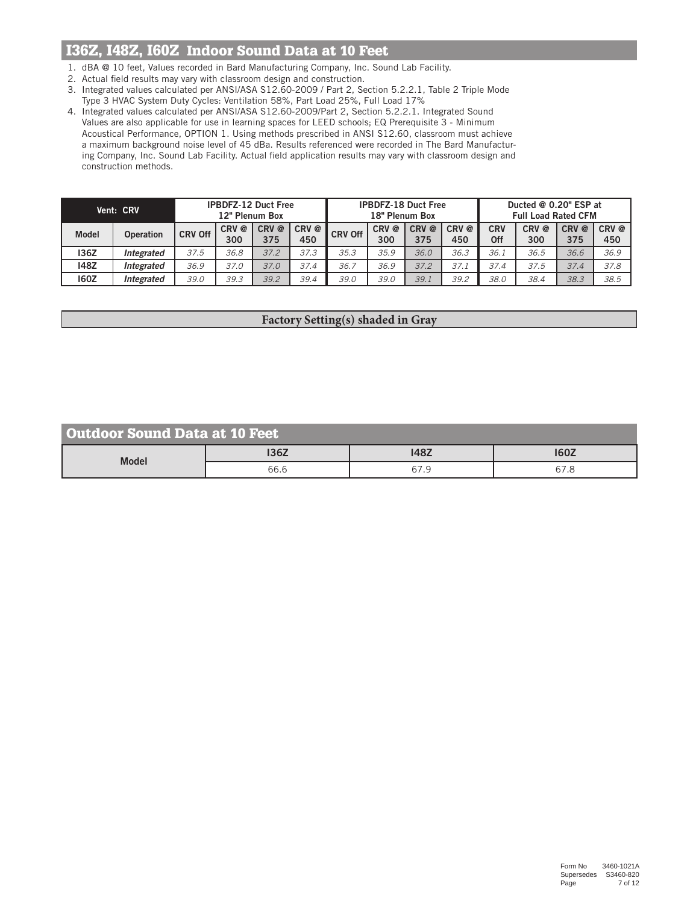## I36Z, I48Z, I60Z Indoor Sound Data at 10 Feet

1. dBA @ 10 feet, Values recorded in Bard Manufacturing Company, Inc. Sound Lab Facility.
2. Actual field results may vary with classroom design and construction.
3. Integrated values calculated per ANSI/ASA S12.60-2009 / Part 2, Section 5.2.2.1, Table 2 Triple Mode Type 3 HVAC System Duty Cycles: Ventilation 58%, Part Load 25%, Full Load 17%
4. Integrated values calculated per ANSI/ASA S12.60-2009/Part 2, Section 5.2.2.1. Integrated Sound Values are also applicable for use in learning spaces for LEED schools; EQ Prerequisite 3 - Minimum Acoustical Performance, OPTION 1. Using methods prescribed in ANSI S12.60, classroom must achieve a maximum background noise level of 45 dBa. Results referenced were recorded in The Bard Manufacturing Company, Inc. Sound Lab Facility. Actual field application results may vary with classroom design and construction methods.

| Vent: CRV | | IPBDFZ-12 Duct Free 12" Plenum Box | | | | IPBDFZ-18 Duct Free 18" Plenum Box | | | | Ducted @ 0.20" ESP at Full Load Rated CFM | | | |
|---|---|---|---|---|---|---|---|---|---|---|---|---|---|
| **Model** | **Operation** | **CRV Off** | **CRV @ 300** | **CRV @ 375** | **CRV @ 450** | **CRV Off** | **CRV @ 300** | **CRV @ 375** | **CRV @ 450** | **CRV Off** | **CRV @ 300** | **CRV @ 375** | **CRV @ 450** |
| **I36Z** | ***Integrated*** | *37.5* | *36.8* | *37.2* | *37.3* | *35.3* | *35.9* | *36.0* | *36.3* | *36.1* | *36.5* | *36.6* | *36.9* |
| **I48Z** | ***Integrated*** | *36.9* | *37.0* | *37.0* | *37.4* | *36.7* | *36.9* | *37.2* | *37.1* | *37.4* | *37.5* | *37.4* | *37.8* |
| **I60Z** | ***Integrated*** | *39.0* | *39.3* | *39.2* | *39.4* | *39.0* | *39.0* | *39.1* | *39.2* | *38.0* | *38.4* | *38.3* | *38.5* |

**Factory Setting(s) shaded in Gray**

## Outdoor Sound Data at 10 Feet

| Model | I36Z | I48Z | I60Z |
|---|---|---|---|
| | 66.6 | 67.9 | 67.8 |

Form No 3460-1021A
Supersedes S3460-820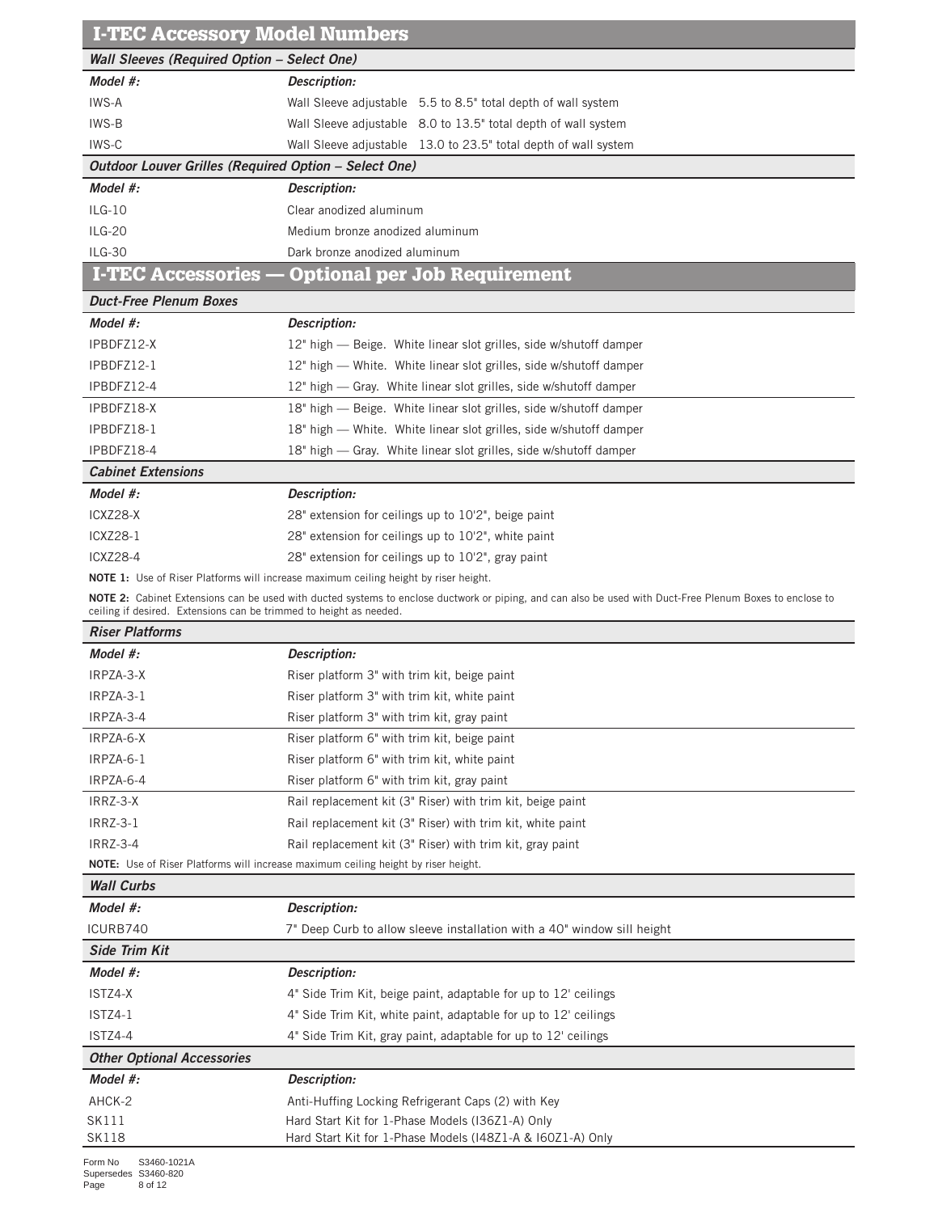## I-TEC Accessory Model Numbers

### *Wall Sleeves (Required Option – Select One)*

| *Model #:* | *Description:* |
|---|---|
| IWS-A | Wall Sleeve adjustable 5.5 to 8.5" total depth of wall system |
| IWS-B | Wall Sleeve adjustable 8.0 to 13.5" total depth of wall system |
| IWS-C | Wall Sleeve adjustable 13.0 to 23.5" total depth of wall system |

### *Outdoor Louver Grilles (Required Option – Select One)*

| *Model #:* | *Description:* |
|---|---|
| ILG-10 | Clear anodized aluminum |
| ILG-20 | Medium bronze anodized aluminum |
| ILG-30 | Dark bronze anodized aluminum |

## I-TEC Accessories — Optional per Job Requirement

### *Duct-Free Plenum Boxes*

| *Model #:* | *Description:* |
|---|---|
| IPBDFZ12-X | 12" high — Beige. White linear slot grilles, side w/shutoff damper |
| IPBDFZ12-1 | 12" high — White. White linear slot grilles, side w/shutoff damper |
| IPBDFZ12-4 | 12" high — Gray. White linear slot grilles, side w/shutoff damper |
| IPBDFZ18-X | 18" high — Beige. White linear slot grilles, side w/shutoff damper |
| IPBDFZ18-1 | 18" high — White. White linear slot grilles, side w/shutoff damper |
| IPBDFZ18-4 | 18" high — Gray. White linear slot grilles, side w/shutoff damper |

### *Cabinet Extensions*

| *Model #:* | *Description:* |
|---|---|
| ICXZ28-X | 28" extension for ceilings up to 10'2", beige paint |
| ICXZ28-1 | 28" extension for ceilings up to 10'2", white paint |
| ICXZ28-4 | 28" extension for ceilings up to 10'2", gray paint |

**NOTE 1:** Use of Riser Platforms will increase maximum ceiling height by riser height.

**NOTE 2:** Cabinet Extensions can be used with ducted systems to enclose ductwork or piping, and can also be used with Duct-Free Plenum Boxes to enclose to ceiling if desired. Extensions can be trimmed to height as needed.

### *Riser Platforms*

| *Model #:* | *Description:* |
|---|---|
| IRPZA-3-X | Riser platform 3" with trim kit, beige paint |
| IRPZA-3-1 | Riser platform 3" with trim kit, white paint |
| IRPZA-3-4 | Riser platform 3" with trim kit, gray paint |
| IRPZA-6-X | Riser platform 6" with trim kit, beige paint |
| IRPZA-6-1 | Riser platform 6" with trim kit, white paint |
| IRPZA-6-4 | Riser platform 6" with trim kit, gray paint |
| IRRZ-3-X | Rail replacement kit (3" Riser) with trim kit, beige paint |
| IRRZ-3-1 | Rail replacement kit (3" Riser) with trim kit, white paint |
| IRRZ-3-4 | Rail replacement kit (3" Riser) with trim kit, gray paint |

**NOTE:** Use of Riser Platforms will increase maximum ceiling height by riser height.

### *Wall Curbs*

| *Model #:* | *Description:* |
|---|---|
| ICURB740 | 7" Deep Curb to allow sleeve installation with a 40" window sill height |

### *Side Trim Kit*

| *Model #:* | *Description:* |
|---|---|
| ISTZ4-X | 4" Side Trim Kit, beige paint, adaptable for up to 12' ceilings |
| ISTZ4-1 | 4" Side Trim Kit, white paint, adaptable for up to 12' ceilings |
| ISTZ4-4 | 4" Side Trim Kit, gray paint, adaptable for up to 12' ceilings |

### *Other Optional Accessories*

| *Model #:* | *Description:* |
|---|---|
| AHCK-2 | Anti-Huffing Locking Refrigerant Caps (2) with Key |
| SK111 | Hard Start Kit for 1-Phase Models (I36Z1-A) Only |
| SK118 | Hard Start Kit for 1-Phase Models (I48Z1-A & I60Z1-A) Only |

Form No S3460-1021A
Supersedes S3460-820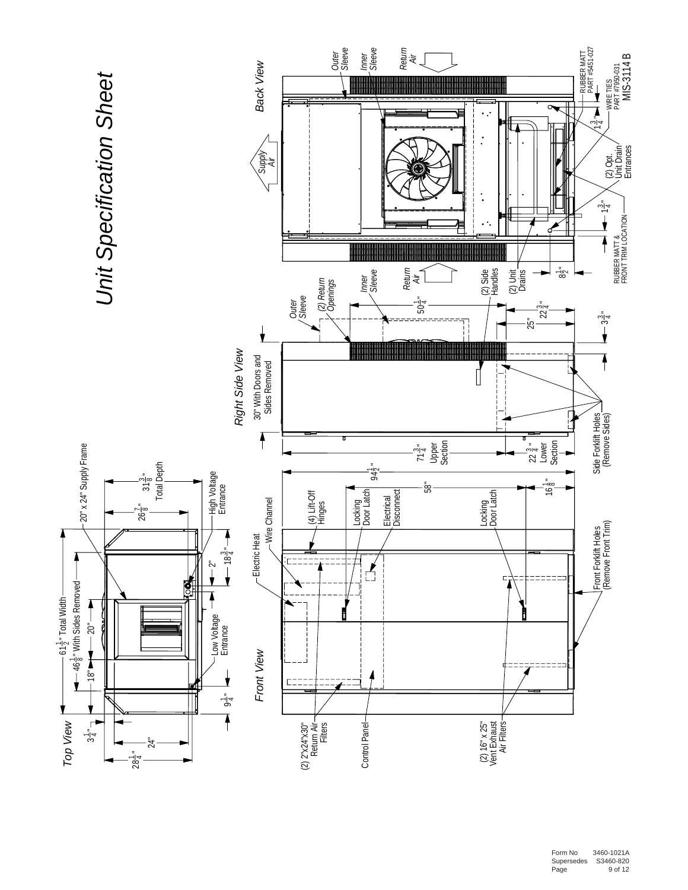# Unit Specification Sheet

MIS-3114 B

## Top View

- 61 1/2" Total Width
- 46 1/8" With Sides Removed
- 20" x 24" Supply Frame
- 31 3/8" Total Depth
- 26 7/8"
- High Voltage Entrance
- 18 3/4"
- 2"
- 20"
- 18"
- Low Voltage Entrance
- 9 1/4"
- 3 1/4"
- 24"
- 28 1/4"

## Front View

- Electric Heat
- Wire Channel
- (4) Lift-Off Hinges
- Locking Door Latch
- Electrical Disconnect
- Locking Door Latch
- 94 1/2"
- 58"
- 16 1/8"
- Front Forklift Holes (Remove Front Trim)
- (2) 2"x24"x30" Return Air Filters
- Control Panel
- (2) 16" x 25" Vent Exhaust Air Filters

## Right Side View

- 30" With Doors and Sides Removed
- Outer Sleeve
- (2) Return Openings
- Inner Sleeve
- 50 1/4"
- 25"
- 22 3/4"
- 3 3/4"
- 71 3/4" Upper Section
- 22 3/4" Lower Section
- Side Forklift Holes (Remove Sides)

## Back View

- Supply Air
- Outer Sleeve
- Inner Sleeve
- Return Air
- RUBBER MATT PART #5451-027
- WIRE TIES PART #7950-031
- 1 3/4"
- (2) Opt. Unit Drain Entrances
- 1 3/4"
- RUBBER MATT & FRONT TRIM LOCATION
- Return Air
- (2) Side Handles
- (2) Unit Drains
- 8 1/2"

Form No 3460-1021A
Supersedes S3460-820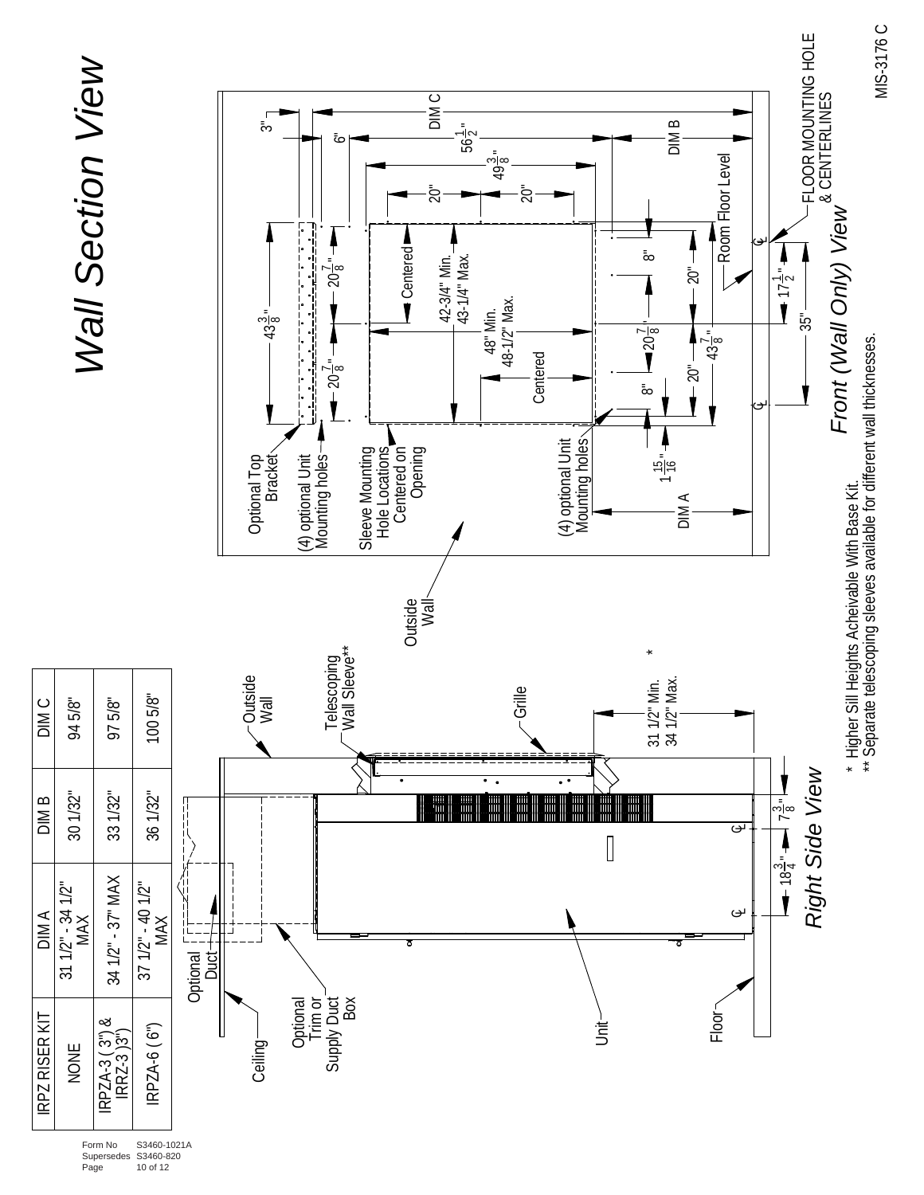# Wall Section View

| IRPZ RISER KIT | DIM A | DIM B | DIM C |
|---|---|---|---|
| NONE | 31 1/2" - 34 1/2" MAX | 30 1/32" | 94 5/8" |
| IRPZA-3 ( 3") & IRRZ-3 )3") | 34 1/2" - 37" MAX | 33 1/32" | 97 5/8" |
| IRPZA-6 ( 6") | 37 1/2" - 40 1/2" MAX | 36 1/32" | 100 5/8" |

## Right Side View

Ceiling
Optional Duct
Optional Trim or Supply Duct Box
Unit
Floor
Outside Wall
Telescoping Wall Sleeve**
Grille
31 1/2" Min. 34 1/2" Max. *
$18\frac{3}{4}$"
$7\frac{3}{8}$"

## Front (Wall Only) View

Outside Wall
Optional Top Bracket
(4) optional Unit Mounting holes
Sleeve Mounting Hole Locations Centered on Opening
(4) optional Unit Mounting holes
Room Floor Level
FLOOR MOUNTING HOLE & CENTERLINES
DIM A, DIM B, DIM C
3", 6", $56\frac{1}{2}$", $49\frac{3}{8}$", 20", 20"
$43\frac{3}{8}$", $20\frac{7}{8}$", $20\frac{7}{8}$"
Centered, 42-3/4" Min. 43-1/4" Max.
48" Min. 48-1/2" Max., Centered
8", 20", $20\frac{7}{8}$", 20", 8", $43\frac{7}{8}$", $1\frac{15}{16}$"
$17\frac{1}{2}$", 35"

\* Higher Sill Heights Acheivable With Base Kit.
** Separate telescoping sleeves available for different wall thicknesses.

MIS-3176 C

Form No S3460-1021A
Supersedes S3460-820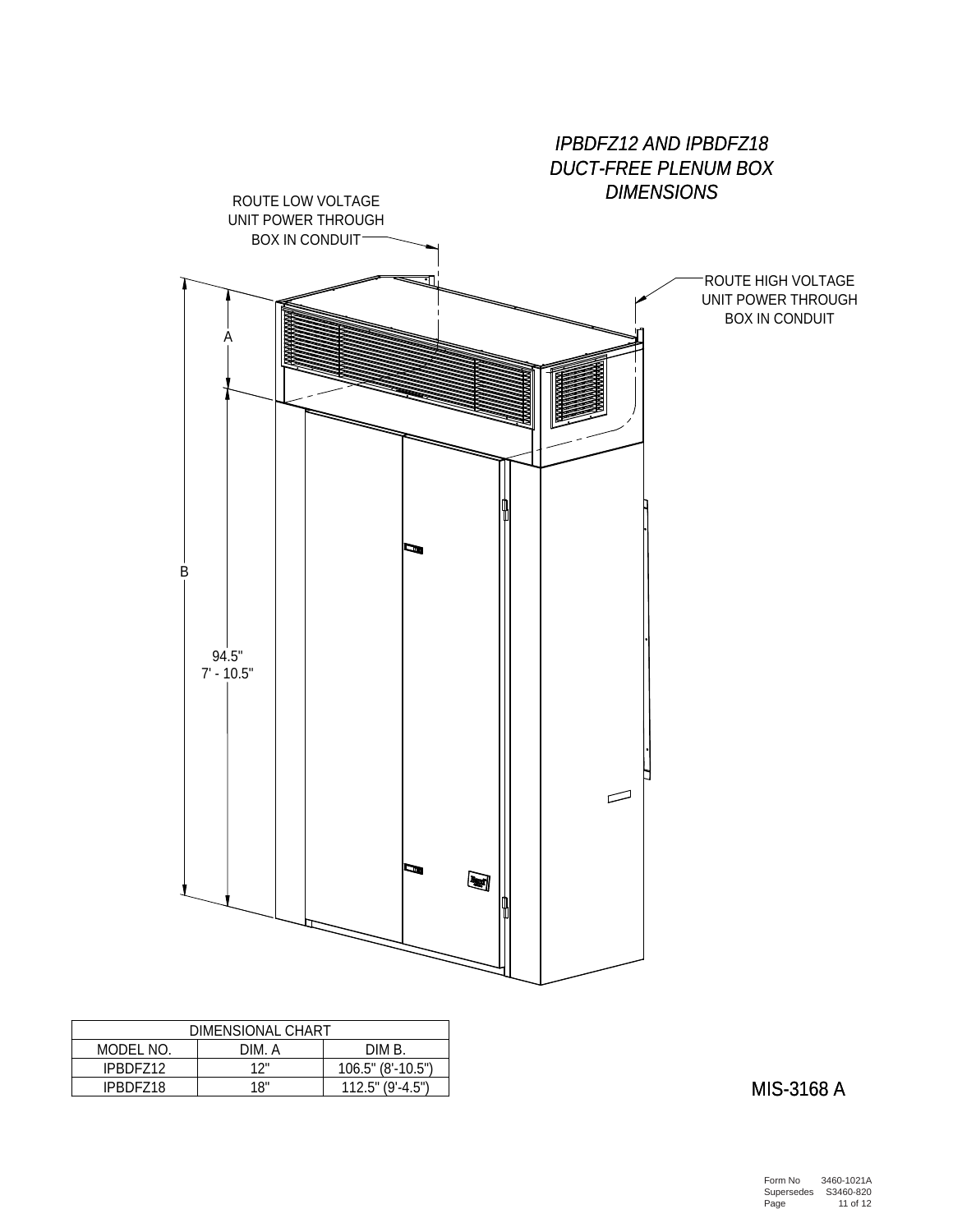*IPBDFZ12 AND IPBDFZ18*
*DUCT-FREE PLENUM BOX*
*DIMENSIONS*

ROUTE LOW VOLTAGE UNIT POWER THROUGH BOX IN CONDUIT

ROUTE HIGH VOLTAGE UNIT POWER THROUGH BOX IN CONDUIT

A

B

94.5"
7' - 10.5"

| DIMENSIONAL CHART | | |
|---|---|---|
| MODEL NO. | DIM. A | DIM B. |
| IPBDFZ12 | 12" | 106.5" (8'-10.5") |
| IPBDFZ18 | 18" | 112.5" (9'-4.5") |

MIS-3168 A

Form No 3460-1021A
Supersedes S3460-820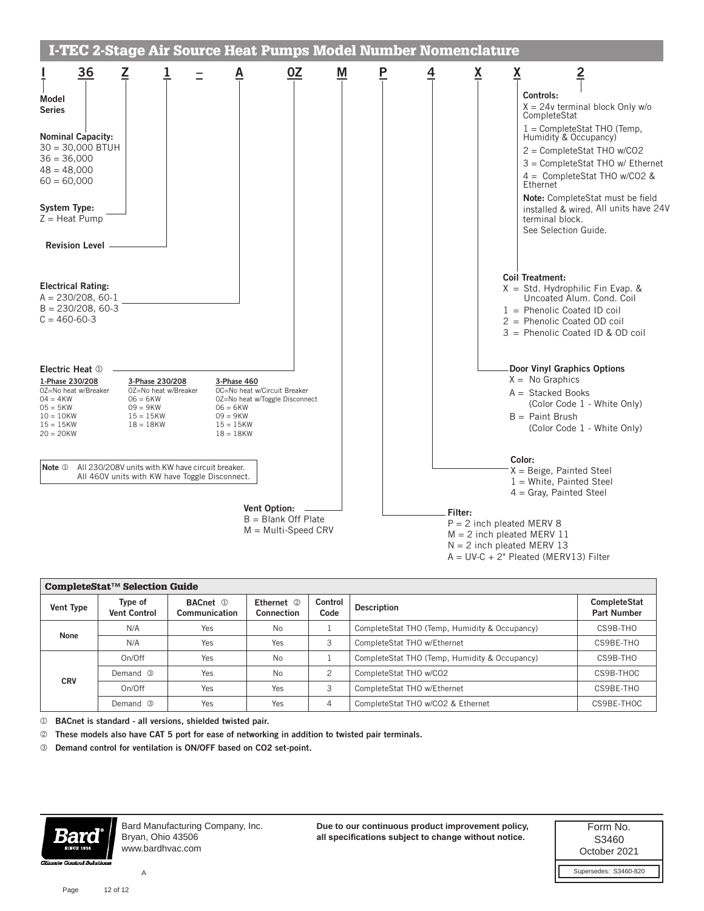## I-TEC 2-Stage Air Source Heat Pumps Model Number Nomenclature

**I 36 Z 1 – A 0Z M P 4 X X 2**

**Model Series** (I)

**Nominal Capacity:**
30 = 30,000 BTUH
36 = 36,000
48 = 48,000
60 = 60,000

**System Type:**
Z = Heat Pump

**Revision Level**

**Electrical Rating:**
A = 230/208, 60-1
B = 230/208, 60-3
C = 460-60-3

**Electric Heat** ①

| 1-Phase 230/208 | 3-Phase 230/208 | 3-Phase 460 |
|---|---|---|
| 0Z=No heat w/Breaker | 0Z=No heat w/Breaker | 0C=No heat w/Circuit Breaker |
| 04 = 4KW | 06 = 6KW | 0Z=No heat w/Toggle Disconnect |
| 05 = 5KW | 09 = 9KW | 06 = 6KW |
| 10 = 10KW | 15 = 15KW | 09 = 9KW |
| 15 = 15KW | 18 = 18KW | 15 = 15KW |
| 20 = 20KW | | 18 = 18KW |

**Note** ① All 230/208V units with KW have circuit breaker. All 460V units with KW have Toggle Disconnect.

**Vent Option:**
B = Blank Off Plate
M = Multi-Speed CRV

**Filter:**
P = 2 inch pleated MERV 8
M = 2 inch pleated MERV 11
N = 2 inch pleated MERV 13
A = UV-C + 2" Pleated (MERV13) Filter

**Color:**
X = Beige, Painted Steel
1 = White, Painted Steel
4 = Gray, Painted Steel

**Door Vinyl Graphics Options**
X = No Graphics
A = Stacked Books (Color Code 1 - White Only)
B = Paint Brush (Color Code 1 - White Only)

**Coil Treatment:**
X = Std. Hydrophilic Fin Evap. & Uncoated Alum. Cond. Coil
1 = Phenolic Coated ID coil
2 = Phenolic Coated OD coil
3 = Phenolic Coated ID & OD coil

**Controls:**
X = 24v terminal block Only w/o CompleteStat
1 = CompleteStat THO (Temp, Humidity & Occupancy)
2 = CompleteStat THO w/CO2
3 = CompleteStat THO w/ Ethernet
4 = CompleteStat THO w/CO2 & Ethernet

**Note:** CompleteStat must be field installed & wired. All units have 24V terminal block. See Selection Guide.

### CompleteStat™ Selection Guide

| Vent Type | Type of Vent Control | BACnet ① Communication | Ethernet ② Connection | Control Code | Description | CompleteStat Part Number |
|---|---|---|---|---|---|---|
| None | N/A | Yes | No | 1 | CompleteStat THO (Temp, Humidity & Occupancy) | CS9B-THO |
| | N/A | Yes | Yes | 3 | CompleteStat THO w/Ethernet | CS9BE-THO |
| CRV | On/Off | Yes | No | 1 | CompleteStat THO (Temp, Humidity & Occupancy) | CS9B-THO |
| | Demand ③ | Yes | No | 2 | CompleteStat THO w/CO2 | CS9B-THOC |
| | On/Off | Yes | Yes | 3 | CompleteStat THO w/Ethernet | CS9BE-THO |
| | Demand ③ | Yes | Yes | 4 | CompleteStat THO w/CO2 & Ethernet | CS9BE-THOC |

① **BACnet is standard - all versions, shielded twisted pair.**

② **These models also have CAT 5 port for ease of networking in addition to twisted pair terminals.**

③ **Demand control for ventilation is ON/OFF based on CO2 set-point.**

Bard Manufacturing Company, Inc.
Bryan, Ohio 43506
www.bardhvac.com

**Due to our continuous product improvement policy, all specifications subject to change without notice.**

Form No. S3460
October 2021
Supersedes: S3460-820